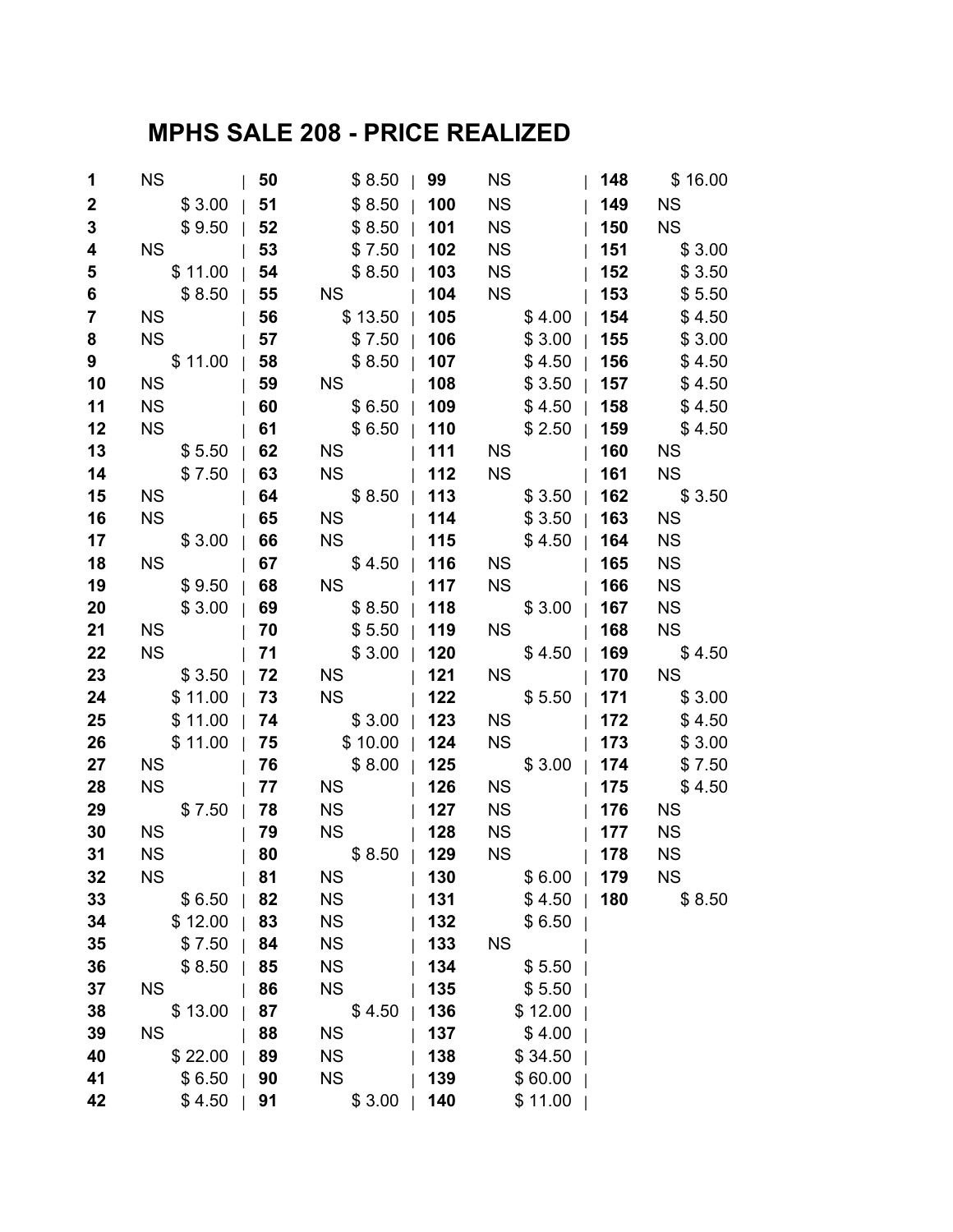# MPHS SALE 208 - PRICE REALIZED

| Lot | Price | Lot | Price | Lot | Price | Lot | Price |
|---|---|---|---|---|---|---|---|
| **1** | NS | **50** | $ 8.50 | **99** | NS | **148** | $ 16.00 |
| **2** | $ 3.00 | **51** | $ 8.50 | **100** | NS | **149** | NS |
| **3** | $ 9.50 | **52** | $ 8.50 | **101** | NS | **150** | NS |
| **4** | NS | **53** | $ 7.50 | **102** | NS | **151** | $ 3.00 |
| **5** | $ 11.00 | **54** | $ 8.50 | **103** | NS | **152** | $ 3.50 |
| **6** | $ 8.50 | **55** | NS | **104** | NS | **153** | $ 5.50 |
| **7** | NS | **56** | $ 13.50 | **105** | $ 4.00 | **154** | $ 4.50 |
| **8** | NS | **57** | $ 7.50 | **106** | $ 3.00 | **155** | $ 3.00 |
| **9** | $ 11.00 | **58** | $ 8.50 | **107** | $ 4.50 | **156** | $ 4.50 |
| **10** | NS | **59** | NS | **108** | $ 3.50 | **157** | $ 4.50 |
| **11** | NS | **60** | $ 6.50 | **109** | $ 4.50 | **158** | $ 4.50 |
| **12** | NS | **61** | $ 6.50 | **110** | $ 2.50 | **159** | $ 4.50 |
| **13** | $ 5.50 | **62** | NS | **111** | NS | **160** | NS |
| **14** | $ 7.50 | **63** | NS | **112** | NS | **161** | NS |
| **15** | NS | **64** | $ 8.50 | **113** | $ 3.50 | **162** | $ 3.50 |
| **16** | NS | **65** | NS | **114** | $ 3.50 | **163** | NS |
| **17** | $ 3.00 | **66** | NS | **115** | $ 4.50 | **164** | NS |
| **18** | NS | **67** | $ 4.50 | **116** | NS | **165** | NS |
| **19** | $ 9.50 | **68** | NS | **117** | NS | **166** | NS |
| **20** | $ 3.00 | **69** | $ 8.50 | **118** | $ 3.00 | **167** | NS |
| **21** | NS | **70** | $ 5.50 | **119** | NS | **168** | NS |
| **22** | NS | **71** | $ 3.00 | **120** | $ 4.50 | **169** | $ 4.50 |
| **23** | $ 3.50 | **72** | NS | **121** | NS | **170** | NS |
| **24** | $ 11.00 | **73** | NS | **122** | $ 5.50 | **171** | $ 3.00 |
| **25** | $ 11.00 | **74** | $ 3.00 | **123** | NS | **172** | $ 4.50 |
| **26** | $ 11.00 | **75** | $ 10.00 | **124** | NS | **173** | $ 3.00 |
| **27** | NS | **76** | $ 8.00 | **125** | $ 3.00 | **174** | $ 7.50 |
| **28** | NS | **77** | NS | **126** | NS | **175** | $ 4.50 |
| **29** | $ 7.50 | **78** | NS | **127** | NS | **176** | NS |
| **30** | NS | **79** | NS | **128** | NS | **177** | NS |
| **31** | NS | **80** | $ 8.50 | **129** | NS | **178** | NS |
| **32** | NS | **81** | NS | **130** | $ 6.00 | **179** | NS |
| **33** | $ 6.50 | **82** | NS | **131** | $ 4.50 | **180** | $ 8.50 |
| **34** | $ 12.00 | **83** | NS | **132** | $ 6.50 | | |
| **35** | $ 7.50 | **84** | NS | **133** | NS | | |
| **36** | $ 8.50 | **85** | NS | **134** | $ 5.50 | | |
| **37** | NS | **86** | NS | **135** | $ 5.50 | | |
| **38** | $ 13.00 | **87** | $ 4.50 | **136** | $ 12.00 | | |
| **39** | NS | **88** | NS | **137** | $ 4.00 | | |
| **40** | $ 22.00 | **89** | NS | **138** | $ 34.50 | | |
| **41** | $ 6.50 | **90** | NS | **139** | $ 60.00 | | |
| **42** | $ 4.50 | **91** | $ 3.00 | **140** | $ 11.00 | | |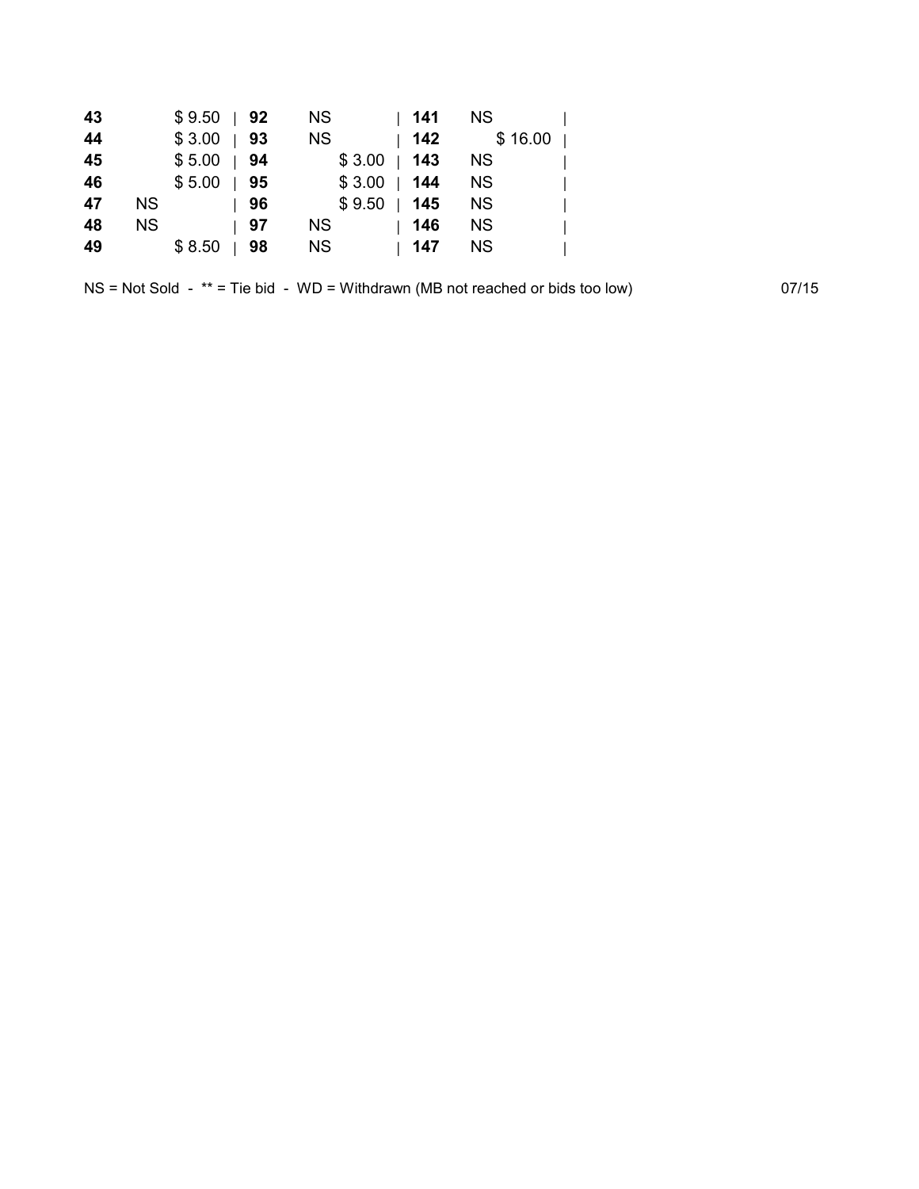| | | | | | |
|---|---|---|---|---|---|
| **43** | $ 9.50 | **92** | NS | **141** | NS |
| **44** | $ 3.00 | **93** | NS | **142** | $ 16.00 |
| **45** | $ 5.00 | **94** | $ 3.00 | **143** | NS |
| **46** | $ 5.00 | **95** | $ 3.00 | **144** | NS |
| **47** | NS | **96** | $ 9.50 | **145** | NS |
| **48** | NS | **97** | NS | **146** | NS |
| **49** | $ 8.50 | **98** | NS | **147** | NS |

NS = Not Sold - ** = Tie bid - WD = Withdrawn (MB not reached or bids too low)

07/15